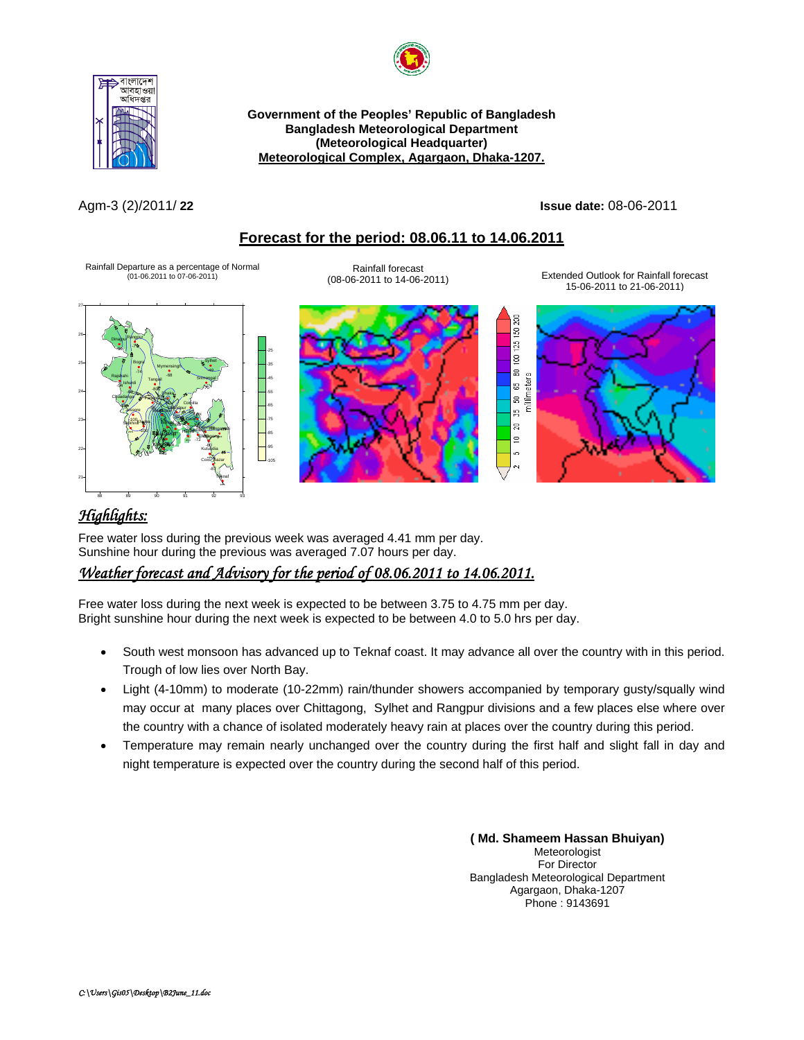**Government of the Peoples' Republic of Bangladesh**
**Bangladesh Meteorological Department**
**(Meteorological Headquarter)**
**Meteorological Complex, Agargaon, Dhaka-1207.**

Agm-3 (2)/2011/ **22** **Issue date:** 08-06-2011

## Forecast for the period: 08.06.11 to 14.06.2011

Rainfall Departure as a percentage of Normal (01-06.2011 to 07-06-2011)

Rainfall forecast (08-06-2011 to 14-06-2011)

Extended Outlook for Rainfall forecast 15-06-2011 to 21-06-2011)

## *Highlights:*

Free water loss during the previous week was averaged 4.41 mm per day.
Sunshine hour during the previous was averaged 7.07 hours per day.

## *Weather forecast and Advisory for the period of 08.06.2011 to 14.06.2011.*

Free water loss during the next week is expected to be between 3.75 to 4.75 mm per day.
Bright sunshine hour during the next week is expected to be between 4.0 to 5.0 hrs per day.

- South west monsoon has advanced up to Teknaf coast. It may advance all over the country with in this period. Trough of low lies over North Bay.
- Light (4-10mm) to moderate (10-22mm) rain/thunder showers accompanied by temporary gusty/squally wind may occur at many places over Chittagong, Sylhet and Rangpur divisions and a few places else where over the country with a chance of isolated moderately heavy rain at places over the country during this period.
- Temperature may remain nearly unchanged over the country during the first half and slight fall in day and night temperature is expected over the country during the second half of this period.

**( Md. Shameem Hassan Bhuiyan)**
Meteorologist
For Director
Bangladesh Meteorological Department
Agargaon, Dhaka-1207
Phone : 9143691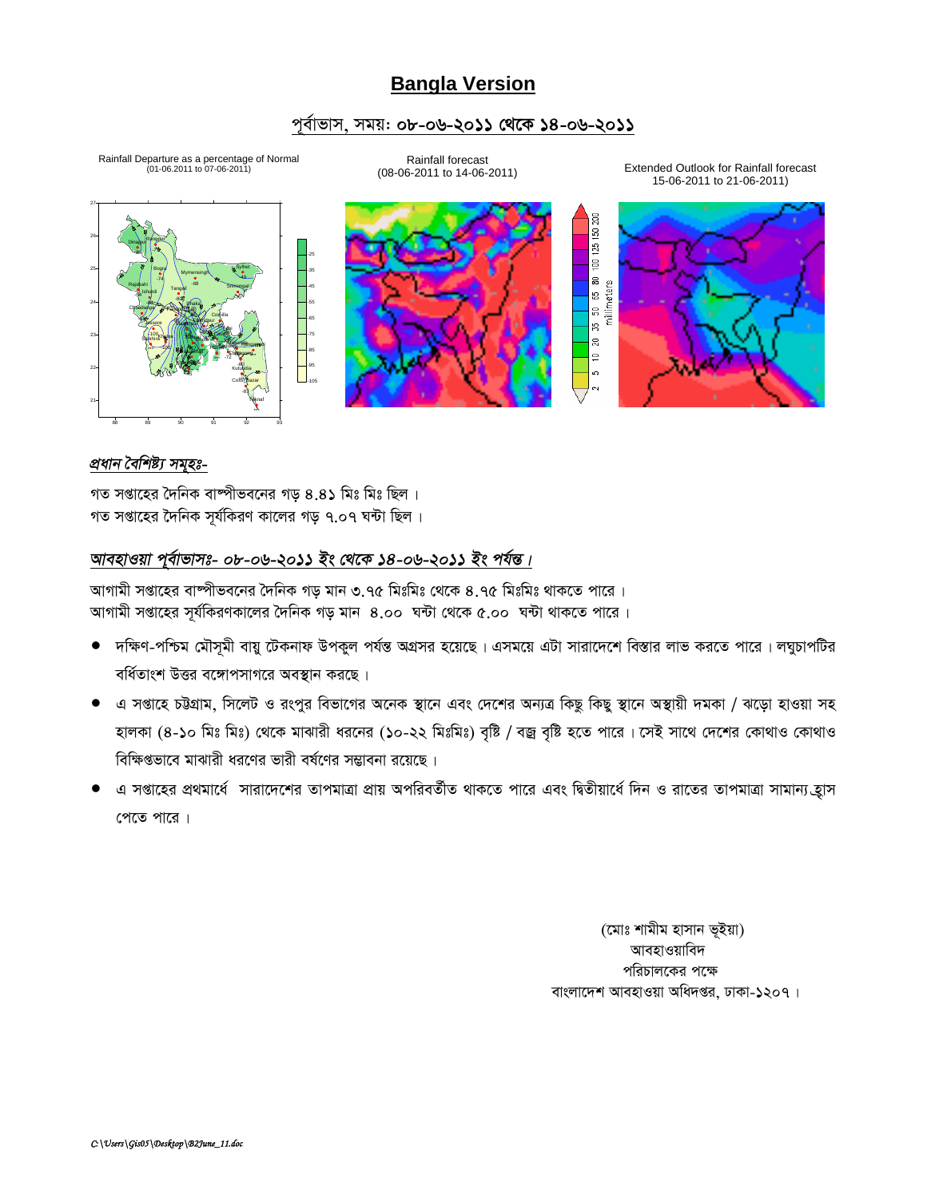# Bangla Version

## পূর্বাভাস, সময়: ০৮-০৬-২০১১ থেকে ১৪-০৬-২০১১

Rainfall Departure as a percentage of Normal (01-06.2011 to 07-06-2011)

Rainfall forecast (08-06-2011 to 14-06-2011)

Extended Outlook for Rainfall forecast 15-06-2011 to 21-06-2011)

***প্রধান বৈশিষ্ট্য সমূহঃ-***

গত সপ্তাহের দৈনিক বাষ্পীভবনের গড় ৪.৪১ মিঃ মিঃ ছিল ।
গত সপ্তাহের দৈনিক সূর্যকিরণ কালের গড় ৭.০৭ ঘন্টা ছিল ।

***আবহাওয়া পূর্বাভাসঃ- ০৮-০৬-২০১১ ইং থেকে ১৪-০৬-২০১১ ইং পর্যন্ত ।***

আগামী সপ্তাহের বাষ্পীভবনের দৈনিক গড় মান ৩.৭৫ মিঃমিঃ থেকে ৪.৭৫ মিঃমিঃ থাকতে পারে ।
আগামী সপ্তাহের সূর্যকিরণকালের দৈনিক গড় মান ৪.০০ ঘন্টা থেকে ৫.০০ ঘন্টা থাকতে পারে ।

- দক্ষিণ-পশ্চিম মৌসূমী বায়ু টেকনাফ উপকুল পর্যন্ত অগ্রসর হয়েছে । এসময়ে এটা সারাদেশে বিস্তার লাভ করতে পারে । লঘুচাপটির বর্ধিতাংশ উত্তর বঙ্গোপসাগরে অবস্থান করছে ।
- এ সপ্তাহে চট্টগ্রাম, সিলেট ও রংপুর বিভাগের অনেক স্থানে এবং দেশের অন্যত্র কিছু কিছু স্থানে অস্থায়ী দমকা / ঝড়ো হাওয়া সহ হালকা (৪-১০ মিঃ মিঃ) থেকে মাঝারী ধরনের (১০-২২ মিঃমিঃ) বৃষ্টি / বজ্র বৃষ্টি হতে পারে । সেই সাথে দেশের কোথাও কোথাও বিক্ষিপ্তভাবে মাঝারী ধরণের ভারী বর্ষণের সম্ভাবনা রয়েছে ।
- এ সপ্তাহের প্রথমার্ধে সারাদেশের তাপমাত্রা প্রায় অপরিবর্তীত থাকতে পারে এবং দ্বিতীয়ার্ধে দিন ও রাতের তাপমাত্রা সামান্য হ্রাস পেতে পারে ।

(মোঃ শামীম হাসান ভূইয়া)
আবহাওয়াবিদ
পরিচালকের পক্ষে
বাংলাদেশ আবহাওয়া অধিদপ্তর, ঢাকা-১২০৭ ।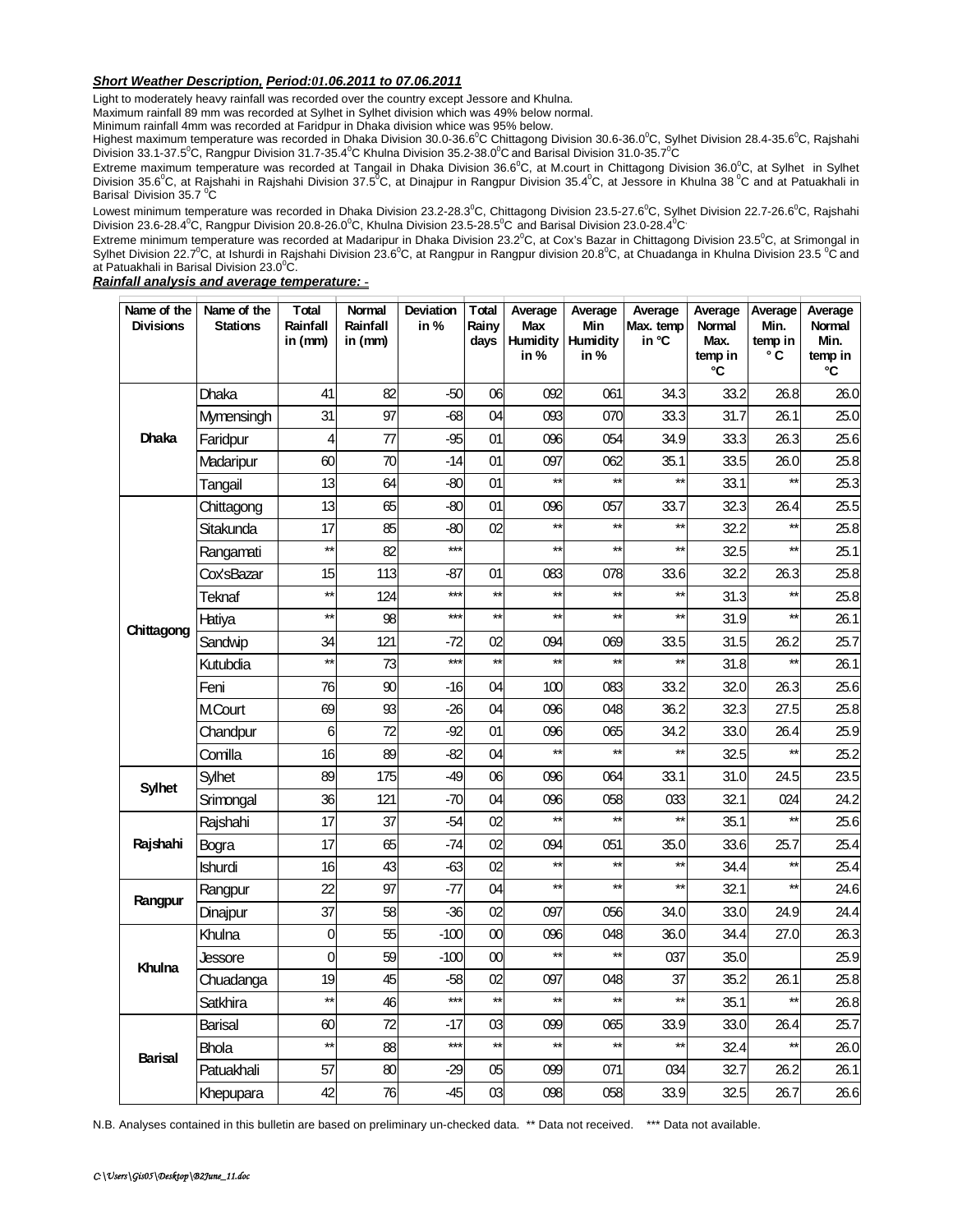***Short Weather Description, Period:01.06.2011 to 07.06.2011***

Light to moderately heavy rainfall was recorded over the country except Jessore and Khulna.

Maximum rainfall 89 mm was recorded at Sylhet in Sylhet division which was 49% below normal.

Minimum rainfall 4mm was recorded at Faridpur in Dhaka division whice was 95% below.

Highest maximum temperature was recorded in Dhaka Division 30.0-36.6$^0$C Chittagong Division 30.6-36.0$^0$C, Sylhet Division 28.4-35.6$^0$C, Rajshahi Division 33.1-37.5$^0$C, Rangpur Division 31.7-35.4$^0$C Khulna Division 35.2-38.0$^0$C and Barisal Division 31.0-35.7$^0$C

Extreme maximum temperature was recorded at Tangail in Dhaka Division 36.6$^0$C, at M.court in Chittagong Division 36.0$^0$C, at Sylhet in Sylhet Division 35.6$^0$C, at Rajshahi in Rajshahi Division 37.5$^0$C, at Dinajpur in Rangpur Division 35.4$^0$C, at Jessore in Khulna 38 $^0$C and at Patuakhali in Barisal Division 35.7 $^0$C

Lowest minimum temperature was recorded in Dhaka Division 23.2-28.3$^0$C, Chittagong Division 23.5-27.6$^0$C, Sylhet Division 22.7-26.6$^0$C, Rajshahi Division 23.6-28.4$^0$C, Rangpur Division 20.8-26.0$^0$C, Khulna Division 23.5-28.5$^0$C and Barisal Division 23.0-28.4$^0$C.

Extreme minimum temperature was recorded at Madaripur in Dhaka Division 23.2$^0$C, at Cox's Bazar in Chittagong Division 23.5$^0$C, at Srimongal in Sylhet Division 22.7$^0$C, at Ishurdi in Rajshahi Division 23.6$^0$C, at Rangpur in Rangpur division 20.8$^0$C, at Chuadanga in Khulna Division 23.5 $^0$C and at Patuakhali in Barisal Division 23.0$^0$C.

***Rainfall analysis and average temperature: -***

| Name of the Divisions | Name of the Stations | Total Rainfall in (mm) | Normal Rainfall in (mm) | Deviation in % | Total Rainy days | Average Max Humidity in % | Average Min Humidity in % | Average Max. temp in °C | Average Normal Max. temp in °C | Average Min. temp in ° C | Average Normal Min. temp in °C |
|---|---|---|---|---|---|---|---|---|---|---|---|
| Dhaka | Dhaka | 41 | 82 | -50 | 06 | 092 | 061 | 34.3 | 33.2 | 26.8 | 26.0 |
| | Mymensingh | 31 | 97 | -68 | 04 | 093 | 070 | 33.3 | 31.7 | 26.1 | 25.0 |
| | Faridpur | 4 | 77 | -95 | 01 | 096 | 054 | 34.9 | 33.3 | 26.3 | 25.6 |
| | Madaripur | 60 | 70 | -14 | 01 | 097 | 062 | 35.1 | 33.5 | 26.0 | 25.8 |
| | Tangail | 13 | 64 | -80 | 01 | ** | ** | ** | 33.1 | ** | 25.3 |
| Chittagong | Chittagong | 13 | 65 | -80 | 01 | 096 | 057 | 33.7 | 32.3 | 26.4 | 25.5 |
| | Sitakunda | 17 | 85 | -80 | 02 | ** | ** | ** | 32.2 | ** | 25.8 |
| | Rangamati | ** | 82 | *** | | ** | ** | ** | 32.5 | ** | 25.1 |
| | Cox'sBazar | 15 | 113 | -87 | 01 | 083 | 078 | 33.6 | 32.2 | 26.3 | 25.8 |
| | Teknaf | ** | 124 | *** | ** | ** | ** | ** | 31.3 | ** | 25.8 |
| | Hatiya | ** | 98 | *** | ** | ** | ** | ** | 31.9 | ** | 26.1 |
| | Sandwip | 34 | 121 | -72 | 02 | 094 | 069 | 33.5 | 31.5 | 26.2 | 25.7 |
| | Kutubdia | ** | 73 | *** | ** | ** | ** | ** | 31.8 | ** | 26.1 |
| | Feni | 76 | 90 | -16 | 04 | 100 | 083 | 33.2 | 32.0 | 26.3 | 25.6 |
| | M.Court | 69 | 93 | -26 | 04 | 096 | 048 | 36.2 | 32.3 | 27.5 | 25.8 |
| | Chandpur | 6 | 72 | -92 | 01 | 096 | 065 | 34.2 | 33.0 | 26.4 | 25.9 |
| | Comilla | 16 | 89 | -82 | 04 | ** | ** | ** | 32.5 | ** | 25.2 |
| Sylhet | Sylhet | 89 | 175 | -49 | 06 | 096 | 064 | 33.1 | 31.0 | 24.5 | 23.5 |
| | Srimongal | 36 | 121 | -70 | 04 | 096 | 058 | 033 | 32.1 | 024 | 24.2 |
| Rajshahi | Rajshahi | 17 | 37 | -54 | 02 | ** | ** | ** | 35.1 | ** | 25.6 |
| | Bogra | 17 | 65 | -74 | 02 | 094 | 051 | 35.0 | 33.6 | 25.7 | 25.4 |
| | Ishurdi | 16 | 43 | -63 | 02 | ** | ** | ** | 34.4 | ** | 25.4 |
| Rangpur | Rangpur | 22 | 97 | -77 | 04 | ** | ** | ** | 32.1 | ** | 24.6 |
| | Dinajpur | 37 | 58 | -36 | 02 | 097 | 056 | 34.0 | 33.0 | 24.9 | 24.4 |
| Khulna | Khulna | 0 | 55 | -100 | 00 | 096 | 048 | 36.0 | 34.4 | 27.0 | 26.3 |
| | Jessore | 0 | 59 | -100 | 00 | ** | ** | 037 | 35.0 | | 25.9 |
| | Chuadanga | 19 | 45 | -58 | 02 | 097 | 048 | 37 | 35.2 | 26.1 | 25.8 |
| | Satkhira | ** | 46 | *** | ** | ** | ** | ** | 35.1 | ** | 26.8 |
| Barisal | Barisal | 60 | 72 | -17 | 03 | 099 | 065 | 33.9 | 33.0 | 26.4 | 25.7 |
| | Bhola | ** | 88 | *** | ** | ** | ** | ** | 32.4 | ** | 26.0 |
| | Patuakhali | 57 | 80 | -29 | 05 | 099 | 071 | 034 | 32.7 | 26.2 | 26.1 |
| | Khepupara | 42 | 76 | -45 | 03 | 098 | 058 | 33.9 | 32.5 | 26.7 | 26.6 |

N.B. Analyses contained in this bulletin are based on preliminary un-checked data. ** Data not received. *** Data not available.

C:\Users\Gis05\Desktop\B2June_11.doc